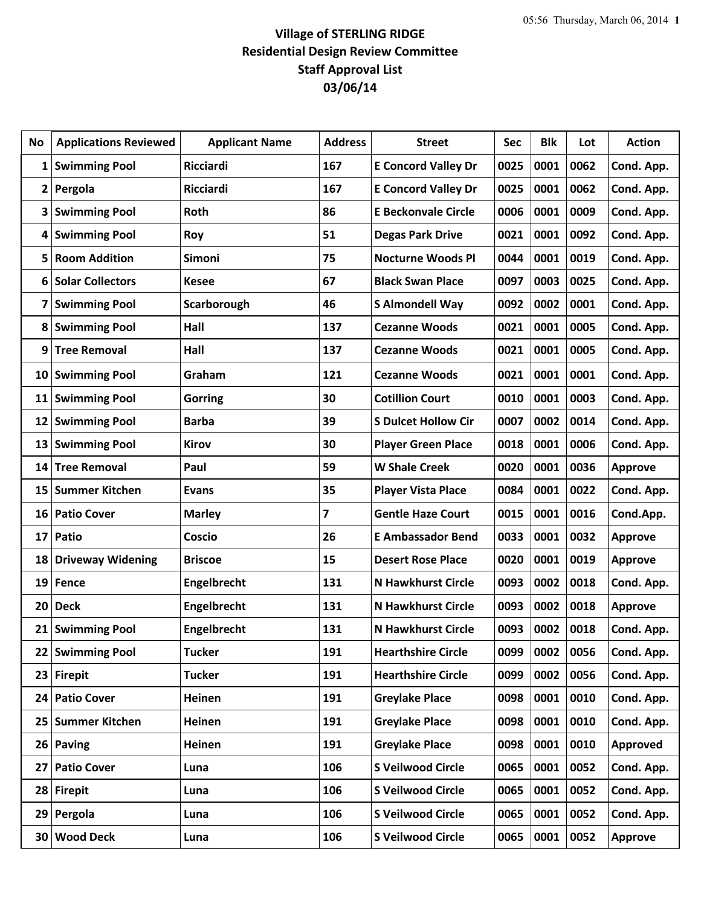# Village of STERLING RIDGE
## Residential Design Review Committee
## Staff Approval List
## 03/06/14

| No | Applications Reviewed | Applicant Name | Address | Street | Sec | Blk | Lot | Action |
|---|---|---|---|---|---|---|---|---|
| 1 | Swimming Pool | Ricciardi | 167 | E Concord Valley Dr | 0025 | 0001 | 0062 | Cond. App. |
| 2 | Pergola | Ricciardi | 167 | E Concord Valley Dr | 0025 | 0001 | 0062 | Cond. App. |
| 3 | Swimming Pool | Roth | 86 | E Beckonvale Circle | 0006 | 0001 | 0009 | Cond. App. |
| 4 | Swimming Pool | Roy | 51 | Degas Park Drive | 0021 | 0001 | 0092 | Cond. App. |
| 5 | Room Addition | Simoni | 75 | Nocturne Woods Pl | 0044 | 0001 | 0019 | Cond. App. |
| 6 | Solar Collectors | Kesee | 67 | Black Swan Place | 0097 | 0003 | 0025 | Cond. App. |
| 7 | Swimming Pool | Scarborough | 46 | S Almondell Way | 0092 | 0002 | 0001 | Cond. App. |
| 8 | Swimming Pool | Hall | 137 | Cezanne Woods | 0021 | 0001 | 0005 | Cond. App. |
| 9 | Tree Removal | Hall | 137 | Cezanne Woods | 0021 | 0001 | 0005 | Cond. App. |
| 10 | Swimming Pool | Graham | 121 | Cezanne Woods | 0021 | 0001 | 0001 | Cond. App. |
| 11 | Swimming Pool | Gorring | 30 | Cotillion Court | 0010 | 0001 | 0003 | Cond. App. |
| 12 | Swimming Pool | Barba | 39 | S Dulcet Hollow Cir | 0007 | 0002 | 0014 | Cond. App. |
| 13 | Swimming Pool | Kirov | 30 | Player Green Place | 0018 | 0001 | 0006 | Cond. App. |
| 14 | Tree Removal | Paul | 59 | W Shale Creek | 0020 | 0001 | 0036 | Approve |
| 15 | Summer Kitchen | Evans | 35 | Player Vista Place | 0084 | 0001 | 0022 | Cond. App. |
| 16 | Patio Cover | Marley | 7 | Gentle Haze Court | 0015 | 0001 | 0016 | Cond.App. |
| 17 | Patio | Coscio | 26 | E Ambassador Bend | 0033 | 0001 | 0032 | Approve |
| 18 | Driveway Widening | Briscoe | 15 | Desert Rose Place | 0020 | 0001 | 0019 | Approve |
| 19 | Fence | Engelbrecht | 131 | N Hawkhurst Circle | 0093 | 0002 | 0018 | Cond. App. |
| 20 | Deck | Engelbrecht | 131 | N Hawkhurst Circle | 0093 | 0002 | 0018 | Approve |
| 21 | Swimming Pool | Engelbrecht | 131 | N Hawkhurst Circle | 0093 | 0002 | 0018 | Cond. App. |
| 22 | Swimming Pool | Tucker | 191 | Hearthshire Circle | 0099 | 0002 | 0056 | Cond. App. |
| 23 | Firepit | Tucker | 191 | Hearthshire Circle | 0099 | 0002 | 0056 | Cond. App. |
| 24 | Patio Cover | Heinen | 191 | Greylake Place | 0098 | 0001 | 0010 | Cond. App. |
| 25 | Summer Kitchen | Heinen | 191 | Greylake Place | 0098 | 0001 | 0010 | Cond. App. |
| 26 | Paving | Heinen | 191 | Greylake Place | 0098 | 0001 | 0010 | Approved |
| 27 | Patio Cover | Luna | 106 | S Veilwood Circle | 0065 | 0001 | 0052 | Cond. App. |
| 28 | Firepit | Luna | 106 | S Veilwood Circle | 0065 | 0001 | 0052 | Cond. App. |
| 29 | Pergola | Luna | 106 | S Veilwood Circle | 0065 | 0001 | 0052 | Cond. App. |
| 30 | Wood Deck | Luna | 106 | S Veilwood Circle | 0065 | 0001 | 0052 | Approve |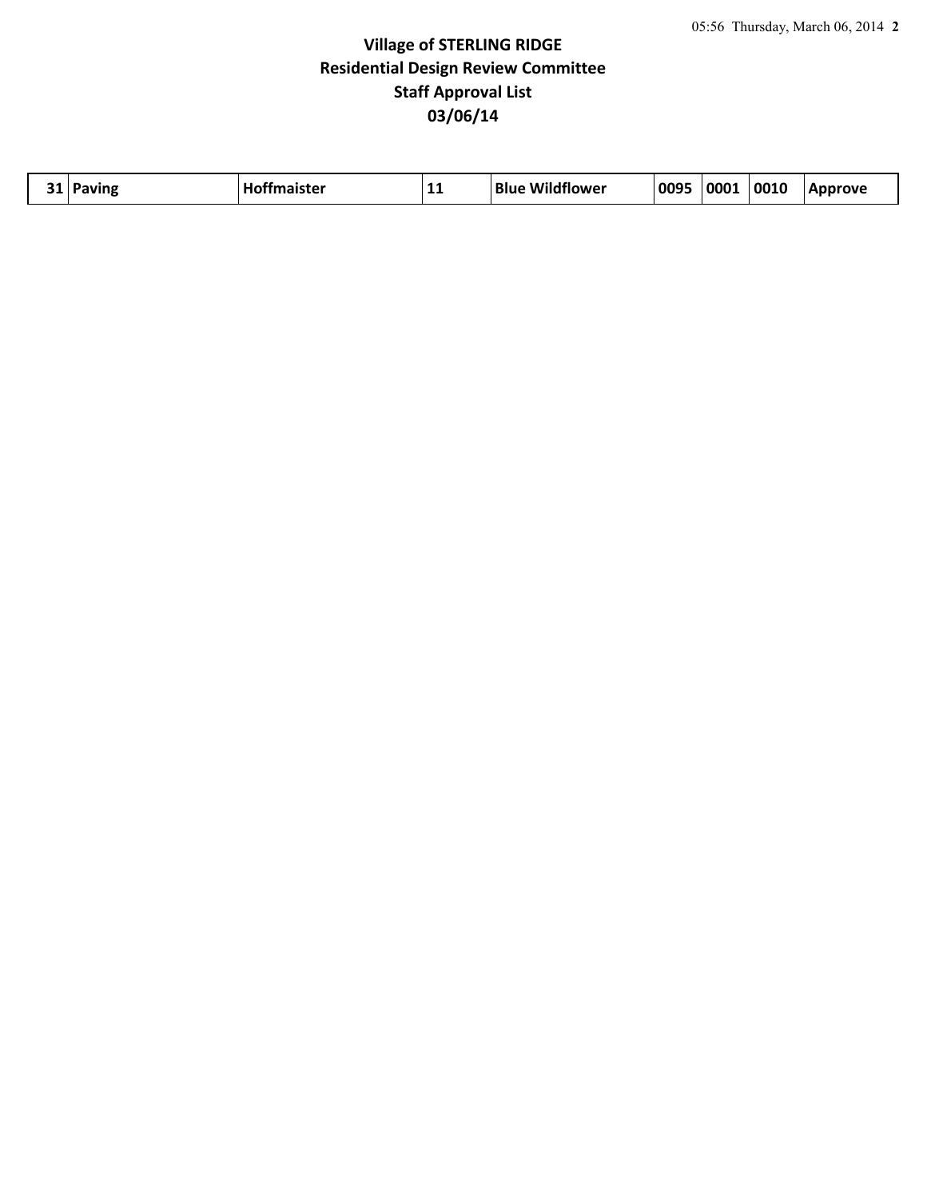**Village of STERLING RIDGE**
**Residential Design Review Committee**
**Staff Approval List**
**03/06/14**

| | | | | | | | | |
|---|---|---|---|---|---|---|---|---|
| 31 | Paving | Hoffmaister | 11 | Blue Wildflower | 0095 | 0001 | 0010 | Approve |